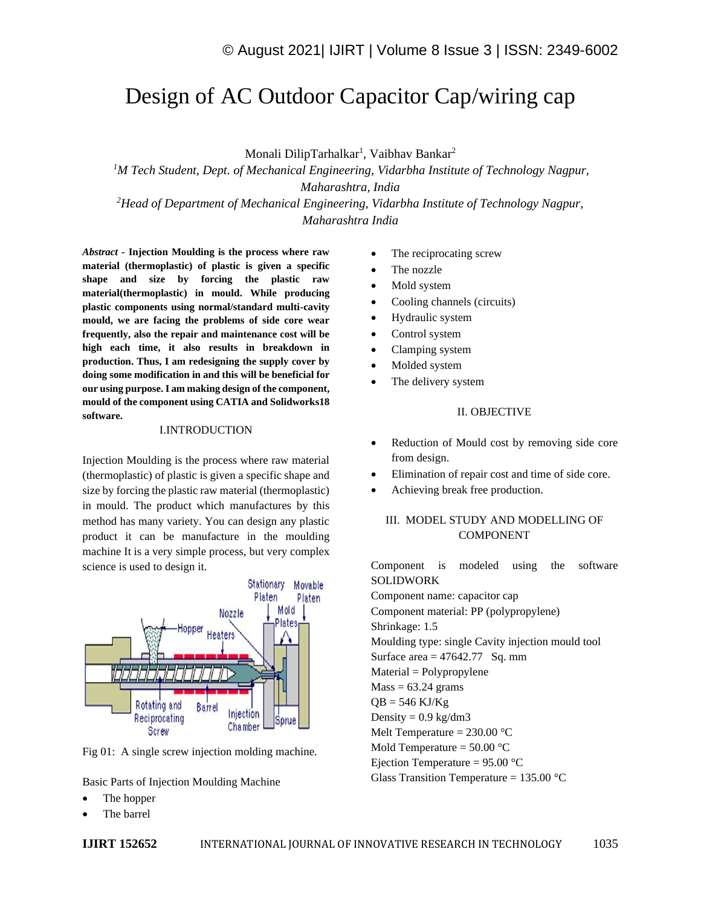# Design of AC Outdoor Capacitor Cap/wiring cap

Monali DilipTarhalkar[1], Vaibhav Bankar[2]

[1]*M Tech Student, Dept. of Mechanical Engineering, Vidarbha Institute of Technology Nagpur, Maharashtra, India*

[2]*Head of Department of Mechanical Engineering, Vidarbha Institute of Technology Nagpur, Maharashtra India*

***Abstract*** - **Injection Moulding is the process where raw material (thermoplastic) of plastic is given a specific shape and size by forcing the plastic raw material(thermoplastic) in mould. While producing plastic components using normal/standard multi-cavity mould, we are facing the problems of side core wear frequently, also the repair and maintenance cost will be high each time, it also results in breakdown in production. Thus, I am redesigning the supply cover by doing some modification in and this will be beneficial for our using purpose. I am making design of the component, mould of the component using CATIA and Solidworks18 software.**

## I.INTRODUCTION

Injection Moulding is the process where raw material (thermoplastic) of plastic is given a specific shape and size by forcing the plastic raw material (thermoplastic) in mould. The product which manufactures by this method has many variety. You can design any plastic product it can be manufacture in the moulding machine It is a very simple process, but very complex science is used to design it.

Fig 01: A single screw injection molding machine.

Basic Parts of Injection Moulding Machine

- The hopper
- The barrel
- The reciprocating screw
- The nozzle
- Mold system
- Cooling channels (circuits)
- Hydraulic system
- Control system
- Clamping system
- Molded system
- The delivery system

## II. OBJECTIVE

- Reduction of Mould cost by removing side core from design.
- Elimination of repair cost and time of side core.
- Achieving break free production.

## III. MODEL STUDY AND MODELLING OF COMPONENT

Component is modeled using the software SOLIDWORK

Component name: capacitor cap

Component material: PP (polypropylene)

Shrinkage: 1.5

Moulding type: single Cavity injection mould tool

Surface area = 47642.77 Sq. mm

Material = Polypropylene

Mass = 63.24 grams

QB = 546 KJ/Kg

Density = 0.9 kg/dm3

Melt Temperature = 230.00 °C

Mold Temperature = 50.00 °C

Ejection Temperature = 95.00 °C

Glass Transition Temperature = 135.00 °C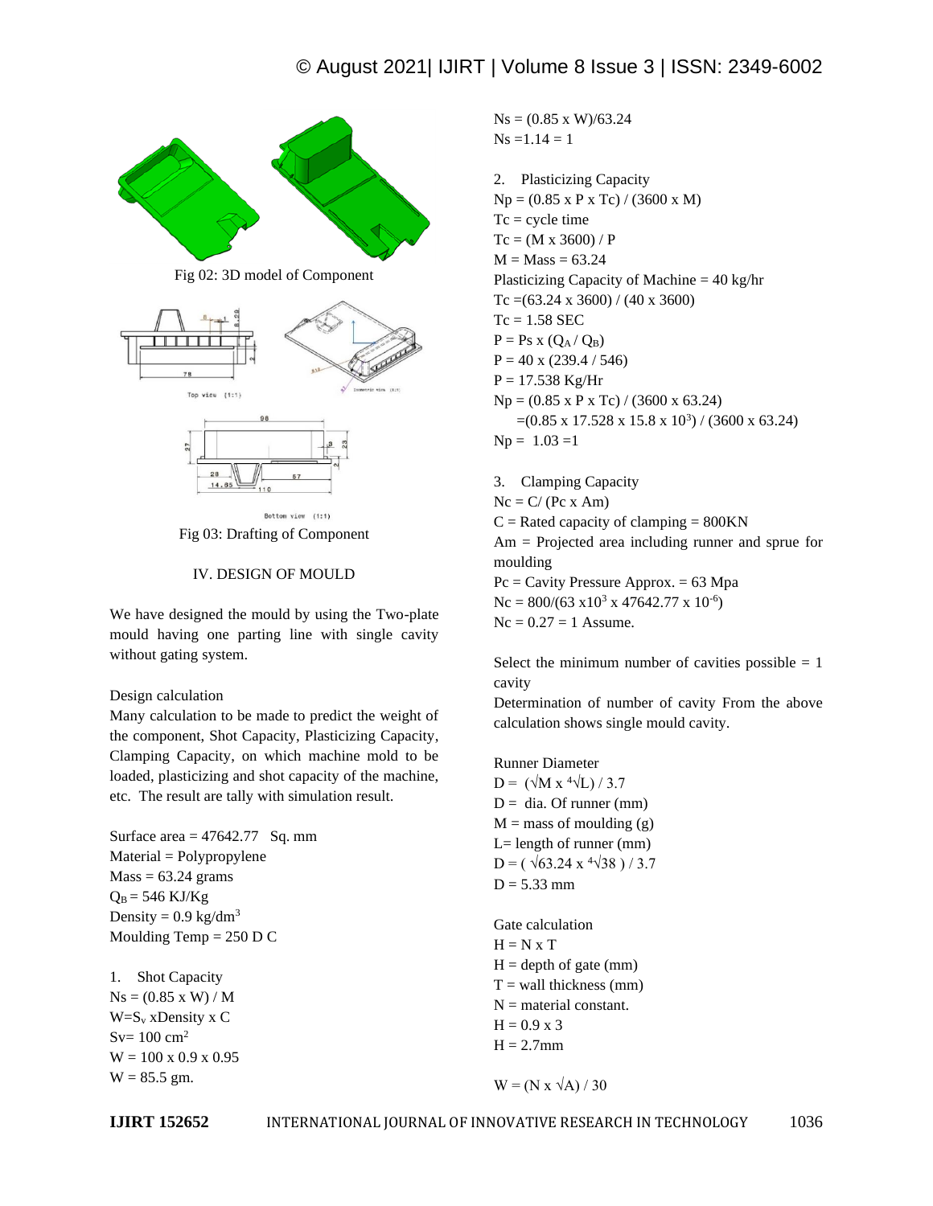Fig 02: 3D model of Component

Fig 03: Drafting of Component

## IV. DESIGN OF MOULD

We have designed the mould by using the Two-plate mould having one parting line with single cavity without gating system.

Design calculation

Many calculation to be made to predict the weight of the component, Shot Capacity, Plasticizing Capacity, Clamping Capacity, on which machine mold to be loaded, plasticizing and shot capacity of the machine, etc. The result are tally with simulation result.

Surface area = 47642.77 Sq. mm

Material = Polypropylene

Mass = 63.24 grams

$Q_B$ = 546 KJ/Kg

Density = 0.9 kg/dm$^3$

Moulding Temp = 250 D C

1. Shot Capacity

$N_s = (0.85 \times W) / M$

$W = S_v \times \text{Density} \times C$

$S_v = 100\ cm^2$

$W = 100 \times 0.9 \times 0.95$

W = 85.5 gm.

$N_s = (0.85 \times W)/63.24$

$N_s = 1.14 = 1$

2. Plasticizing Capacity

$N_p = (0.85 \times P \times T_c) / (3600 \times M)$

Tc = cycle time

$T_c = (M \times 3600) / P$

M = Mass = 63.24

Plasticizing Capacity of Machine = 40 kg/hr

$T_c = (63.24 \times 3600) / (40 \times 3600)$

Tc = 1.58 SEC

$P = P_s \times (Q_A / Q_B)$

$P = 40 \times (239.4 / 546)$

P = 17.538 Kg/Hr

$N_p = (0.85 \times P \times T_c) / (3600 \times 63.24)$

$= (0.85 \times 17.528 \times 15.8 \times 10^3) / (3600 \times 63.24)$

$N_p = 1.03 = 1$

3. Clamping Capacity

$N_c = C / (P_c \times A_m)$

C = Rated capacity of clamping = 800KN

Am = Projected area including runner and sprue for moulding

Pc = Cavity Pressure Approx. = 63 Mpa

$N_c = 800/(63 \times 10^3 \times 47642.77 \times 10^{-6})$

Nc = 0.27 = 1 Assume.

Select the minimum number of cavities possible = 1 cavity

Determination of number of cavity From the above calculation shows single mould cavity.

Runner Diameter

$D = (\sqrt{M} \times \sqrt[4]{L}) / 3.7$

D = dia. Of runner (mm)

M = mass of moulding (g)

L= length of runner (mm)

$D = (\sqrt{63.24} \times \sqrt[4]{38}) / 3.7$

D = 5.33 mm

Gate calculation

$H = N \times T$

H = depth of gate (mm)

T = wall thickness (mm)

N = material constant.

$H = 0.9 \times 3$

H = 2.7mm

$W = (N \times \sqrt{A}) / 30$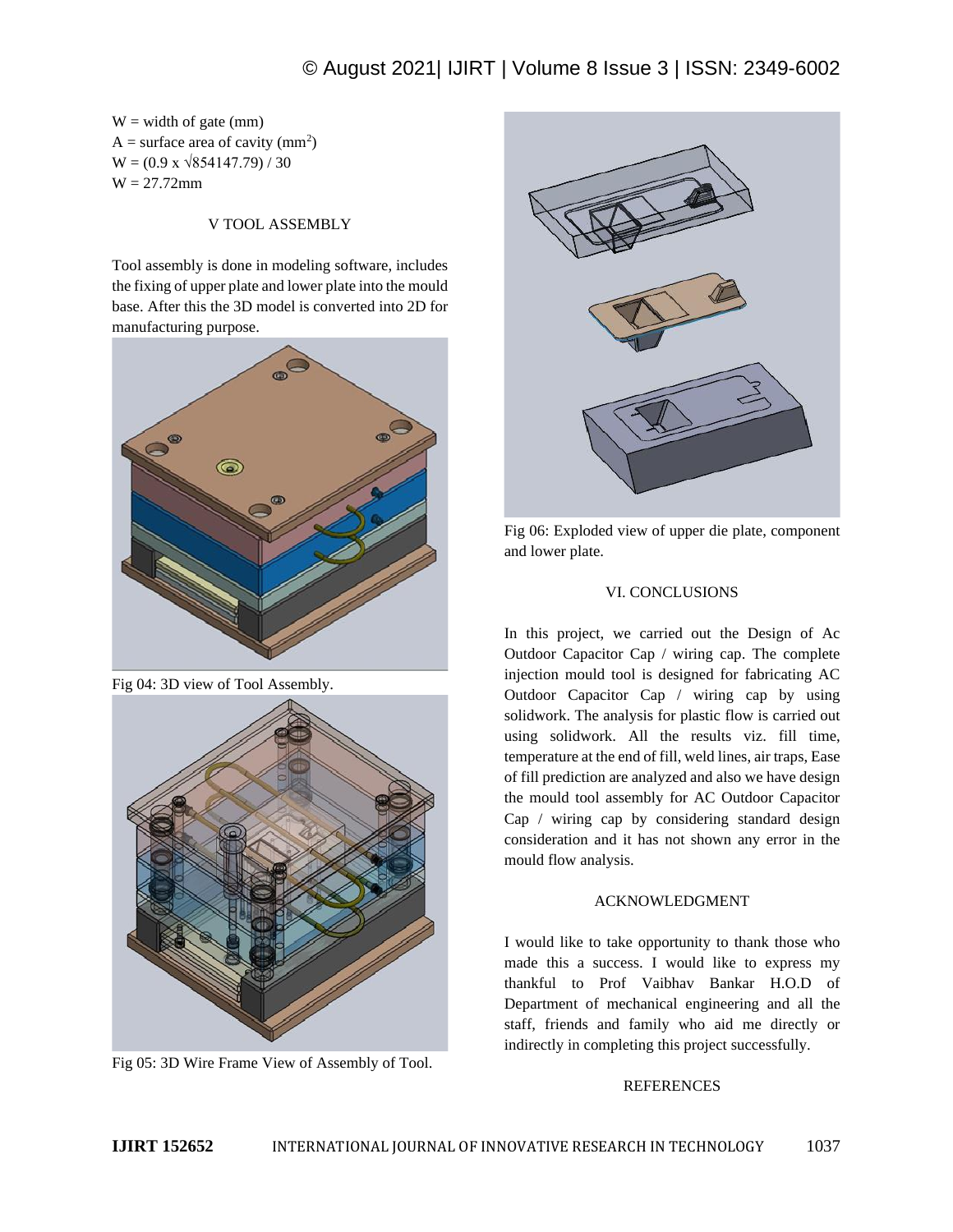W = width of gate (mm)

A = surface area of cavity ($mm^2$)

$W = (0.9 \times \sqrt{854147.79}) / 30$

W = 27.72mm

## V TOOL ASSEMBLY

Tool assembly is done in modeling software, includes the fixing of upper plate and lower plate into the mould base. After this the 3D model is converted into 2D for manufacturing purpose.

Fig 04: 3D view of Tool Assembly.

Fig 05: 3D Wire Frame View of Assembly of Tool.

Fig 06: Exploded view of upper die plate, component and lower plate.

## VI. CONCLUSIONS

In this project, we carried out the Design of Ac Outdoor Capacitor Cap / wiring cap. The complete injection mould tool is designed for fabricating AC Outdoor Capacitor Cap / wiring cap by using solidwork. The analysis for plastic flow is carried out using solidwork. All the results viz. fill time, temperature at the end of fill, weld lines, air traps, Ease of fill prediction are analyzed and also we have design the mould tool assembly for AC Outdoor Capacitor Cap / wiring cap by considering standard design consideration and it has not shown any error in the mould flow analysis.

## ACKNOWLEDGMENT

I would like to take opportunity to thank those who made this a success. I would like to express my thankful to Prof Vaibhav Bankar H.O.D of Department of mechanical engineering and all the staff, friends and family who aid me directly or indirectly in completing this project successfully.

## REFERENCES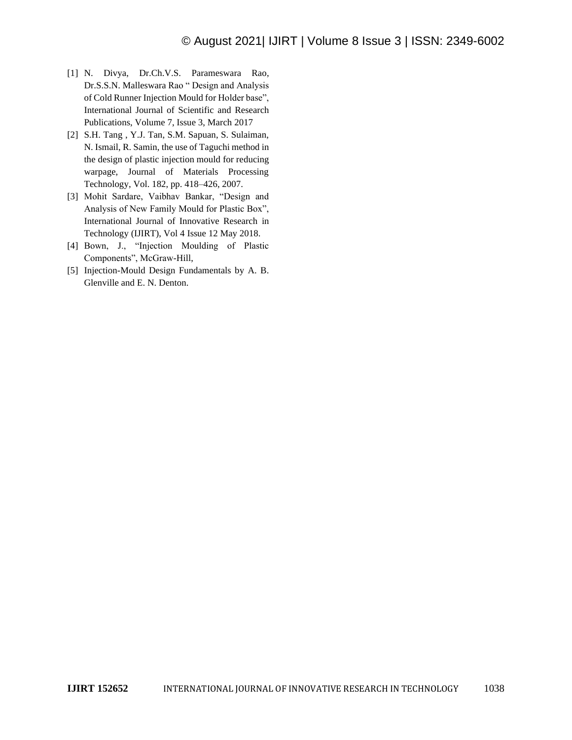[1] N. Divya, Dr.Ch.V.S. Parameswara Rao, Dr.S.S.N. Malleswara Rao " Design and Analysis of Cold Runner Injection Mould for Holder base", International Journal of Scientific and Research Publications, Volume 7, Issue 3, March 2017

[2] S.H. Tang , Y.J. Tan, S.M. Sapuan, S. Sulaiman, N. Ismail, R. Samin, the use of Taguchi method in the design of plastic injection mould for reducing warpage, Journal of Materials Processing Technology, Vol. 182, pp. 418–426, 2007.

[3] Mohit Sardare, Vaibhav Bankar, "Design and Analysis of New Family Mould for Plastic Box", International Journal of Innovative Research in Technology (IJIRT), Vol 4 Issue 12 May 2018.

[4] Bown, J., "Injection Moulding of Plastic Components", McGraw-Hill,

[5] Injection-Mould Design Fundamentals by A. B. Glenville and E. N. Denton.